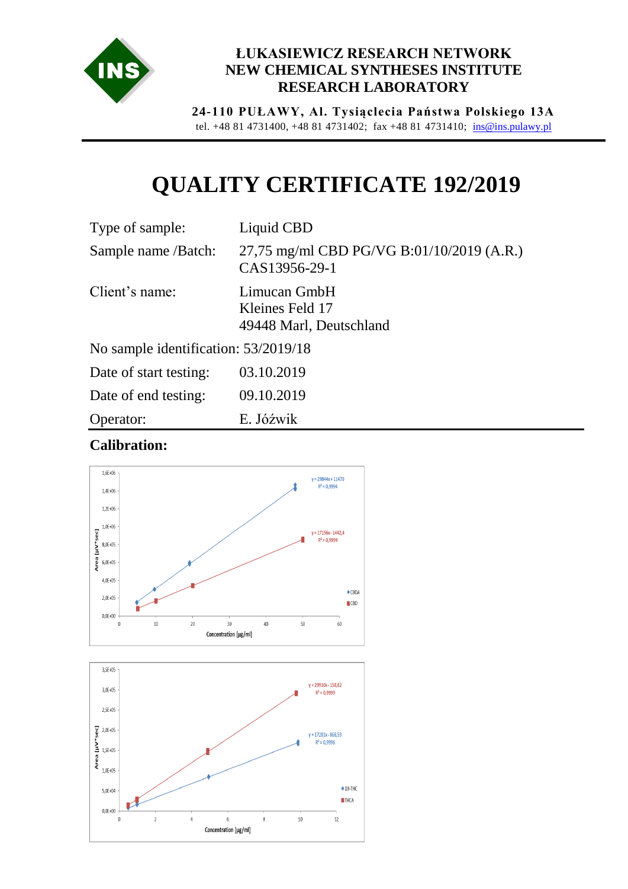**ŁUKASIEWICZ RESEARCH NETWORK**
**NEW CHEMICAL SYNTHESES INSTITUTE**
**RESEARCH LABORATORY**

**24-110 PUŁAWY, Al. Tysiąclecia Państwa Polskiego 13A**
tel. +48 81 4731400, +48 81 4731402; fax +48 81 4731410; ins@ins.pulawy.pl

# QUALITY CERTIFICATE 192/2019

Type of sample: Liquid CBD

Sample name /Batch: 27,75 mg/ml CBD PG/VG B:01/10/2019 (A.R.) CAS13956-29-1

Client's name: Limucan GmbH
Kleines Feld 17
49448 Marl, Deutschland

No sample identification: 53/2019/18

Date of start testing: 03.10.2019

Date of end testing: 09.10.2019

Operator: E. Jóźwik

**Calibration:**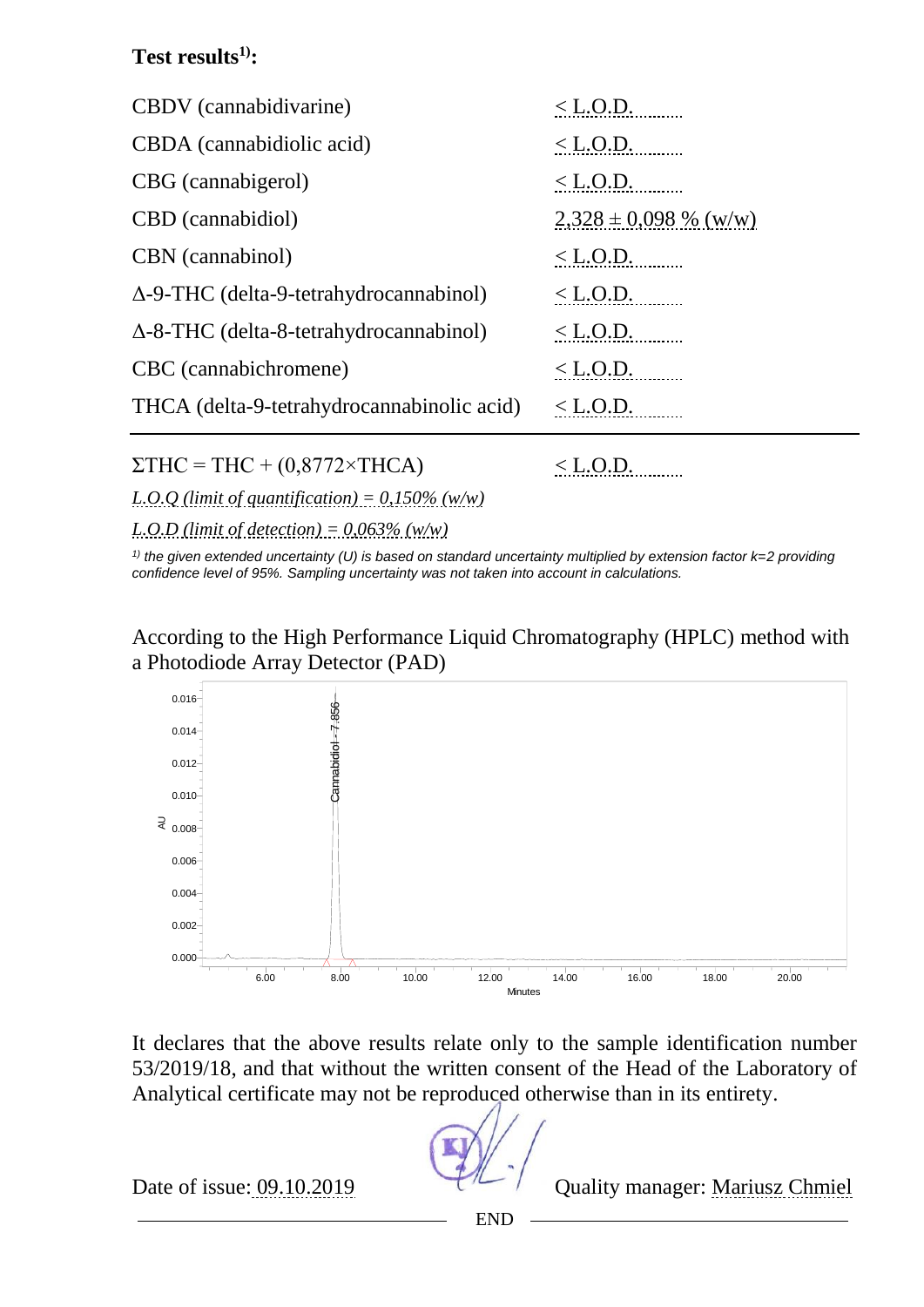**Test results[1]:**

| | |
|---|---|
| CBDV (cannabidivarine) | < L.O.D. |
| CBDA (cannabidiolic acid) | < L.O.D. |
| CBG (cannabigerol) | < L.O.D. |
| CBD (cannabidiol) | 2,328 ± 0,098 % (w/w) |
| CBN (cannabinol) | < L.O.D. |
| Δ-9-THC (delta-9-tetrahydrocannabinol) | < L.O.D. |
| Δ-8-THC (delta-8-tetrahydrocannabinol) | < L.O.D. |
| CBC (cannabichromene) | < L.O.D. |
| THCA (delta-9-tetrahydrocannabinolic acid) | < L.O.D. |
| ΣTHC = THC + (0,8772×THCA) | < L.O.D. |

*L.O.Q (limit of quantification) = 0,150% (w/w)*

*L.O.D (limit of detection) = 0,063% (w/w)*

*[1] the given extended uncertainty (U) is based on standard uncertainty multiplied by extension factor k=2 providing confidence level of 95%. Sampling uncertainty was not taken into account in calculations.*

According to the High Performance Liquid Chromatography (HPLC) method with a Photodiode Array Detector (PAD)

Cannabidiol - 7.856

AU

0.016
0.014
0.012
0.010
0.008
0.006
0.004
0.002
0.000

6.00 8.00 10.00 12.00 14.00 16.00 18.00 20.00

Minutes

It declares that the above results relate only to the sample identification number 53/2019/18, and that without the written consent of the Head of the Laboratory of Analytical certificate may not be reproduced otherwise than in its entirety.

Date of issue: 09.10.2019

Quality manager: Mariusz Chmiel

END